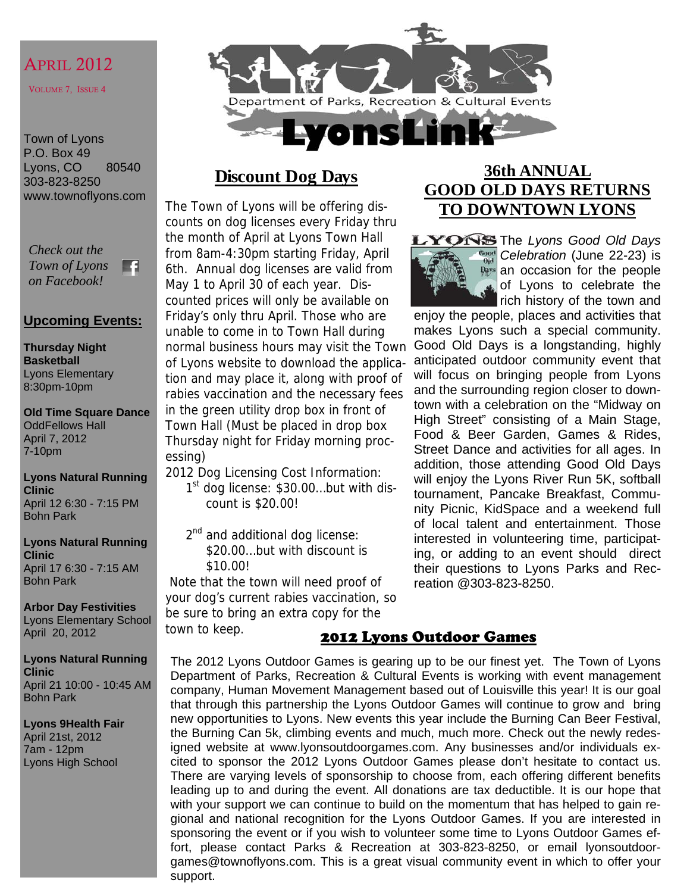APRIL 2012

VOLUME 7, ISSUE 4

Town of Lyons
P.O. Box 49
Lyons, CO 80540
303-823-8250
www.townoflyons.com

*Check out the Town of Lyons on Facebook!*

## Upcoming Events:

**Thursday Night Basketball**
Lyons Elementary
8:30pm-10pm

**Old Time Square Dance**
OddFellows Hall
April 7, 2012
7-10pm

**Lyons Natural Running Clinic**
April 12 6:30 - 7:15 PM
Bohn Park

**Lyons Natural Running Clinic**
April 17 6:30 - 7:15 AM
Bohn Park

**Arbor Day Festivities**
Lyons Elementary School
April 20, 2012

**Lyons Natural Running Clinic**
April 21 10:00 - 10:45 AM
Bohn Park

**Lyons 9Health Fair**
April 21st, 2012
7am - 12pm
Lyons High School

# LyonsLink

Department of Parks, Recreation & Cultural Events

## Discount Dog Days

The Town of Lyons will be offering discounts on dog licenses every Friday thru the month of April at Lyons Town Hall from 8am-4:30pm starting Friday, April 6th. Annual dog licenses are valid from May 1 to April 30 of each year. Discounted prices will only be available on Friday's only thru April. Those who are unable to come in to Town Hall during normal business hours may visit the Town of Lyons website to download the application and may place it, along with proof of rabies vaccination and the necessary fees in the green utility drop box in front of Town Hall (Must be placed in drop box Thursday night for Friday morning processing)

2012 Dog Licensing Cost Information:

- 1st dog license: $30.00…but with discount is $20.00!
- 2nd and additional dog license: $20.00…but with discount is $10.00!

Note that the town will need proof of your dog's current rabies vaccination, so be sure to bring an extra copy for the town to keep.

## 36th ANNUAL GOOD OLD DAYS RETURNS TO DOWNTOWN LYONS

The *Lyons Good Old Days Celebration* (June 22-23) is an occasion for the people of Lyons to celebrate the rich history of the town and enjoy the people, places and activities that makes Lyons such a special community. Good Old Days is a longstanding, highly anticipated outdoor community event that will focus on bringing people from Lyons and the surrounding region closer to downtown with a celebration on the "Midway on High Street" consisting of a Main Stage, Food & Beer Garden, Games & Rides, Street Dance and activities for all ages. In addition, those attending Good Old Days will enjoy the Lyons River Run 5K, softball tournament, Pancake Breakfast, Community Picnic, KidSpace and a weekend full of local talent and entertainment. Those interested in volunteering time, participating, or adding to an event should direct their questions to Lyons Parks and Recreation @303-823-8250.

## 2012 Lyons Outdoor Games

The 2012 Lyons Outdoor Games is gearing up to be our finest yet. The Town of Lyons Department of Parks, Recreation & Cultural Events is working with event management company, Human Movement Management based out of Louisville this year! It is our goal that through this partnership the Lyons Outdoor Games will continue to grow and bring new opportunities to Lyons. New events this year include the Burning Can Beer Festival, the Burning Can 5k, climbing events and much, much more. Check out the newly redesigned website at www.lyonsoutdoorgames.com. Any businesses and/or individuals excited to sponsor the 2012 Lyons Outdoor Games please don't hesitate to contact us. There are varying levels of sponsorship to choose from, each offering different benefits leading up to and during the event. All donations are tax deductible. It is our hope that with your support we can continue to build on the momentum that has helped to gain regional and national recognition for the Lyons Outdoor Games. If you are interested in sponsoring the event or if you wish to volunteer some time to Lyons Outdoor Games effort, please contact Parks & Recreation at 303-823-8250, or email lyonsoutdoorgames@townoflyons.com. This is a great visual community event in which to offer your support.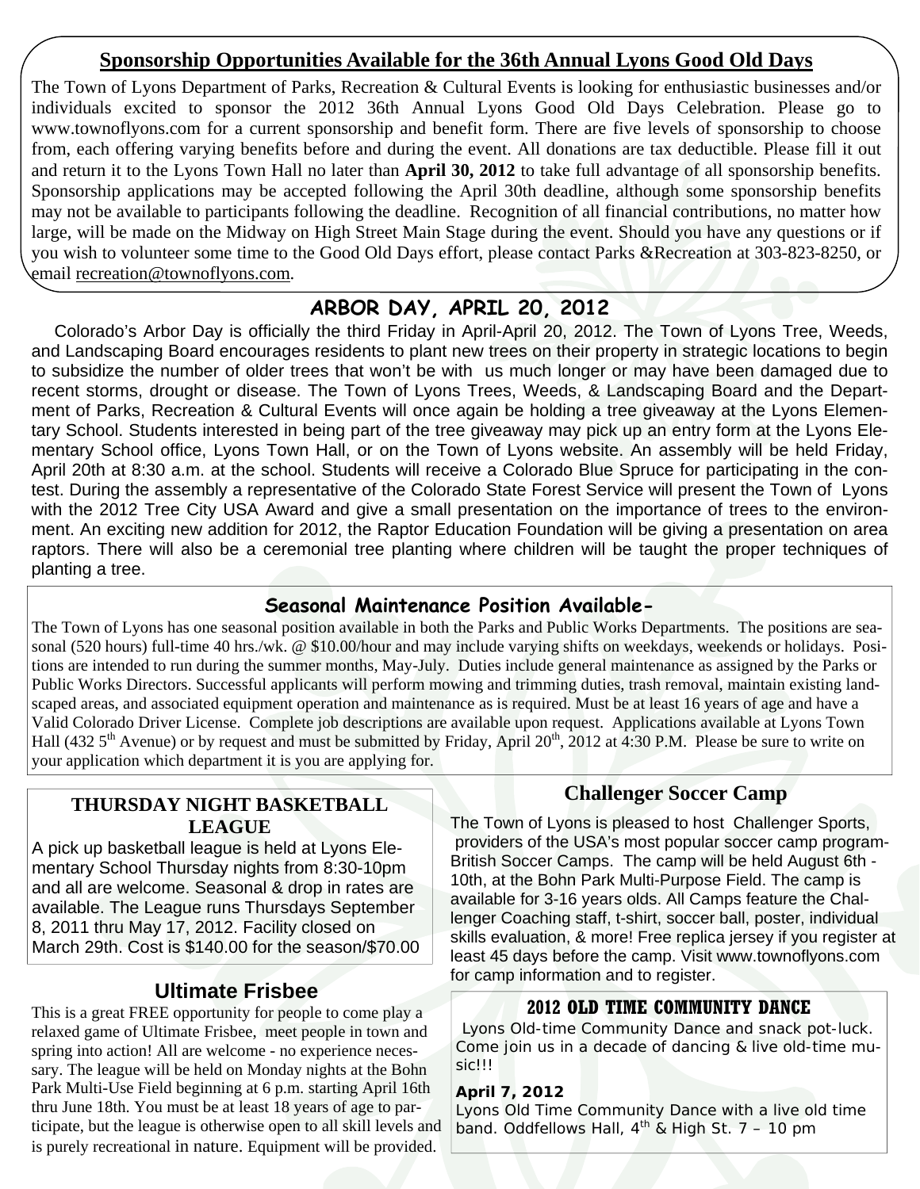## Sponsorship Opportunities Available for the 36th Annual Lyons Good Old Days

The Town of Lyons Department of Parks, Recreation & Cultural Events is looking for enthusiastic businesses and/or individuals excited to sponsor the 2012 36th Annual Lyons Good Old Days Celebration. Please go to www.townoflyons.com for a current sponsorship and benefit form. There are five levels of sponsorship to choose from, each offering varying benefits before and during the event. All donations are tax deductible. Please fill it out and return it to the Lyons Town Hall no later than **April 30, 2012** to take full advantage of all sponsorship benefits. Sponsorship applications may be accepted following the April 30th deadline, although some sponsorship benefits may not be available to participants following the deadline. Recognition of all financial contributions, no matter how large, will be made on the Midway on High Street Main Stage during the event. Should you have any questions or if you wish to volunteer some time to the Good Old Days effort, please contact Parks &Recreation at 303-823-8250, or email recreation@townoflyons.com.

## ARBOR DAY, APRIL 20, 2012

Colorado's Arbor Day is officially the third Friday in April-April 20, 2012. The Town of Lyons Tree, Weeds, and Landscaping Board encourages residents to plant new trees on their property in strategic locations to begin to subsidize the number of older trees that won't be with us much longer or may have been damaged due to recent storms, drought or disease. The Town of Lyons Trees, Weeds, & Landscaping Board and the Department of Parks, Recreation & Cultural Events will once again be holding a tree giveaway at the Lyons Elementary School. Students interested in being part of the tree giveaway may pick up an entry form at the Lyons Elementary School office, Lyons Town Hall, or on the Town of Lyons website. An assembly will be held Friday, April 20th at 8:30 a.m. at the school. Students will receive a Colorado Blue Spruce for participating in the contest. During the assembly a representative of the Colorado State Forest Service will present the Town of Lyons with the 2012 Tree City USA Award and give a small presentation on the importance of trees to the environment. An exciting new addition for 2012, the Raptor Education Foundation will be giving a presentation on area raptors. There will also be a ceremonial tree planting where children will be taught the proper techniques of planting a tree.

## Seasonal Maintenance Position Available-

The Town of Lyons has one seasonal position available in both the Parks and Public Works Departments. The positions are seasonal (520 hours) full-time 40 hrs./wk. @ $10.00/hour and may include varying shifts on weekdays, weekends or holidays. Positions are intended to run during the summer months, May-July. Duties include general maintenance as assigned by the Parks or Public Works Directors. Successful applicants will perform mowing and trimming duties, trash removal, maintain existing landscaped areas, and associated equipment operation and maintenance as is required. Must be at least 16 years of age and have a Valid Colorado Driver License. Complete job descriptions are available upon request. Applications available at Lyons Town Hall (432 5th Avenue) or by request and must be submitted by Friday, April 20th, 2012 at 4:30 P.M. Please be sure to write on your application which department it is you are applying for.

## THURSDAY NIGHT BASKETBALL LEAGUE

A pick up basketball league is held at Lyons Elementary School Thursday nights from 8:30-10pm and all are welcome. Seasonal & drop in rates are available. The League runs Thursdays September 8, 2011 thru May 17, 2012. Facility closed on March 29th. Cost is $140.00 for the season/$70.00

## Ultimate Frisbee

This is a great FREE opportunity for people to come play a relaxed game of Ultimate Frisbee, meet people in town and spring into action! All are welcome - no experience necessary. The league will be held on Monday nights at the Bohn Park Multi-Use Field beginning at 6 p.m. starting April 16th thru June 18th. You must be at least 18 years of age to participate, but the league is otherwise open to all skill levels and is purely recreational in nature. Equipment will be provided.

## Challenger Soccer Camp

The Town of Lyons is pleased to host Challenger Sports, providers of the USA's most popular soccer camp program-British Soccer Camps. The camp will be held August 6th - 10th, at the Bohn Park Multi-Purpose Field. The camp is available for 3-16 years olds. All Camps feature the Challenger Coaching staff, t-shirt, soccer ball, poster, individual skills evaluation, & more! Free replica jersey if you register at least 45 days before the camp. Visit www.townoflyons.com for camp information and to register.

## 2012 OLD TIME COMMUNITY DANCE

Lyons Old-time Community Dance and snack pot-luck. Come join us in a decade of dancing & live old-time music!!!

**April 7, 2012**

Lyons Old Time Community Dance with a live old time band. Oddfellows Hall, 4th & High St. 7 – 10 pm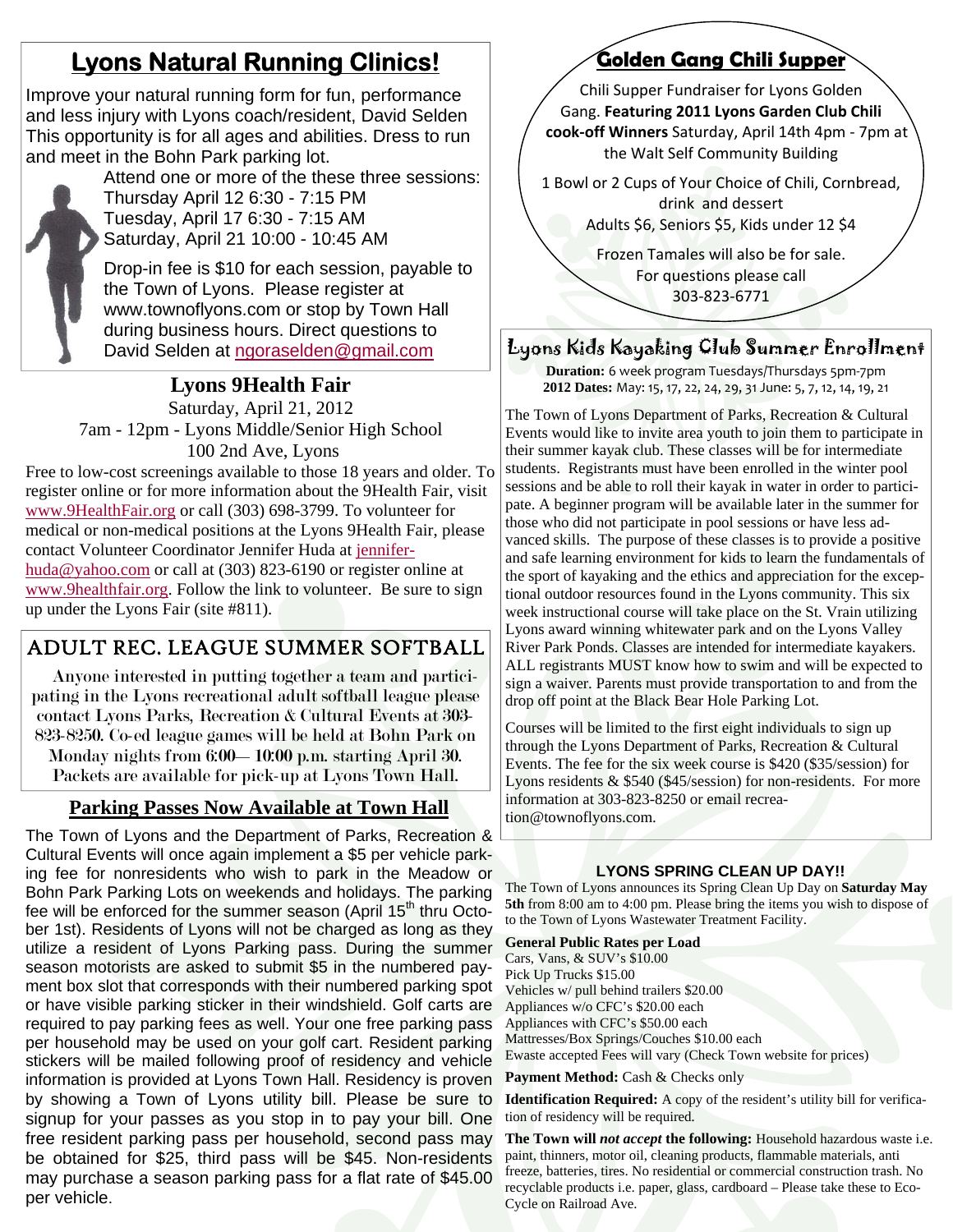## Lyons Natural Running Clinics!

Improve your natural running form for fun, performance and less injury with Lyons coach/resident, David Selden This opportunity is for all ages and abilities. Dress to run and meet in the Bohn Park parking lot.

Attend one or more of the these three sessions:
Thursday April 12 6:30 - 7:15 PM
Tuesday, April 17 6:30 - 7:15 AM
Saturday, April 21 10:00 - 10:45 AM

Drop-in fee is $10 for each session, payable to the Town of Lyons. Please register at www.townoflyons.com or stop by Town Hall during business hours. Direct questions to David Selden at ngoraselden@gmail.com

## Lyons 9Health Fair

Saturday, April 21, 2012
7am - 12pm - Lyons Middle/Senior High School
100 2nd Ave, Lyons

Free to low-cost screenings available to those 18 years and older. To register online or for more information about the 9Health Fair, visit www.9HealthFair.org or call (303) 698-3799. To volunteer for medical or non-medical positions at the Lyons 9Health Fair, please contact Volunteer Coordinator Jennifer Huda at jennifer-huda@yahoo.com or call at (303) 823-6190 or register online at www.9healthfair.org. Follow the link to volunteer. Be sure to sign up under the Lyons Fair (site #811).

## ADULT REC. LEAGUE SUMMER SOFTBALL

Anyone interested in putting together a team and participating in the Lyons recreational adult softball league please contact Lyons Parks, Recreation & Cultural Events at 303-823-8250. Co-ed league games will be held at Bohn Park on Monday nights from 6:00— 10:00 p.m. starting April 30. Packets are available for pick-up at Lyons Town Hall.

## Parking Passes Now Available at Town Hall

The Town of Lyons and the Department of Parks, Recreation & Cultural Events will once again implement a $5 per vehicle parking fee for nonresidents who wish to park in the Meadow or Bohn Park Parking Lots on weekends and holidays. The parking fee will be enforced for the summer season (April 15th thru October 1st). Residents of Lyons will not be charged as long as they utilize a resident of Lyons Parking pass. During the summer season motorists are asked to submit $5 in the numbered payment box slot that corresponds with their numbered parking spot or have visible parking sticker in their windshield. Golf carts are required to pay parking fees as well. Your one free parking pass per household may be used on your golf cart. Resident parking stickers will be mailed following proof of residency and vehicle information is provided at Lyons Town Hall. Residency is proven by showing a Town of Lyons utility bill. Please be sure to signup for your passes as you stop in to pay your bill. One free resident parking pass per household, second pass may be obtained for $25, third pass will be $45. Non-residents may purchase a season parking pass for a flat rate of $45.00 per vehicle.

## Golden Gang Chili Supper

Chili Supper Fundraiser for Lyons Golden Gang. **Featuring 2011 Lyons Garden Club Chili cook-off Winners** Saturday, April 14th 4pm - 7pm at the Walt Self Community Building

1 Bowl or 2 Cups of Your Choice of Chili, Cornbread, drink and dessert
Adults $6, Seniors $5, Kids under 12 $4

Frozen Tamales will also be for sale.
For questions please call
303-823-6771

## Lyons Kids Kayaking Club Summer Enrollment

**Duration:** 6 week program Tuesdays/Thursdays 5pm-7pm
**2012 Dates:** May: 15, 17, 22, 24, 29, 31 June: 5, 7, 12, 14, 19, 21

The Town of Lyons Department of Parks, Recreation & Cultural Events would like to invite area youth to join them to participate in their summer kayak club. These classes will be for intermediate students. Registrants must have been enrolled in the winter pool sessions and be able to roll their kayak in water in order to participate. A beginner program will be available later in the summer for those who did not participate in pool sessions or have less advanced skills. The purpose of these classes is to provide a positive and safe learning environment for kids to learn the fundamentals of the sport of kayaking and the ethics and appreciation for the exceptional outdoor resources found in the Lyons community. This six week instructional course will take place on the St. Vrain utilizing Lyons award winning whitewater park and on the Lyons Valley River Park Ponds. Classes are intended for intermediate kayakers. ALL registrants MUST know how to swim and will be expected to sign a waiver. Parents must provide transportation to and from the drop off point at the Black Bear Hole Parking Lot.

Courses will be limited to the first eight individuals to sign up through the Lyons Department of Parks, Recreation & Cultural Events. The fee for the six week course is $420 ($35/session) for Lyons residents & $540 ($45/session) for non-residents. For more information at 303-823-8250 or email recreation@townoflyons.com.

## LYONS SPRING CLEAN UP DAY!!

The Town of Lyons announces its Spring Clean Up Day on **Saturday May 5th** from 8:00 am to 4:00 pm. Please bring the items you wish to dispose of to the Town of Lyons Wastewater Treatment Facility.

**General Public Rates per Load**
Cars, Vans, & SUV's $10.00
Pick Up Trucks $15.00
Vehicles w/ pull behind trailers $20.00
Appliances w/o CFC's $20.00 each
Appliances with CFC's $50.00 each
Mattresses/Box Springs/Couches $10.00 each
Ewaste accepted Fees will vary (Check Town website for prices)

**Payment Method:** Cash & Checks only

**Identification Required:** A copy of the resident's utility bill for verification of residency will be required.

**The Town will *not accept* the following:** Household hazardous waste i.e. paint, thinners, motor oil, cleaning products, flammable materials, anti freeze, batteries, tires. No residential or commercial construction trash. No recyclable products i.e. paper, glass, cardboard – Please take these to Eco-Cycle on Railroad Ave.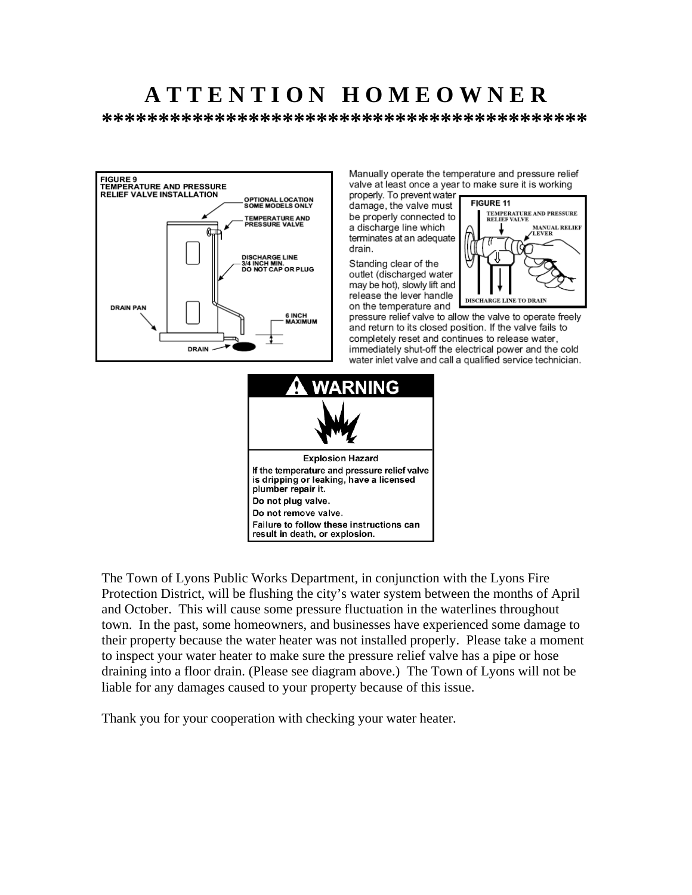# A T T E N T I O N   H O M E O W N E R

*******************************************

FIGURE 9
TEMPERATURE AND PRESSURE
RELIEF VALVE INSTALLATION

OPTIONAL LOCATION
SOME MODELS ONLY

TEMPERATURE AND
PRESSURE VALVE

DISCHARGE LINE
3/4 INCH MIN.
DO NOT CAP OR PLUG

DRAIN PAN

6 INCH
MAXIMUM

DRAIN

Manually operate the temperature and pressure relief valve at least once a year to make sure it is working properly. To prevent water damage, the valve must be properly connected to a discharge line which terminates at an adequate drain.

Standing clear of the outlet (discharged water may be hot), slowly lift and release the lever handle on the temperature and pressure relief valve to allow the valve to operate freely and return to its closed position. If the valve fails to completely reset and continues to release water, immediately shut-off the electrical power and the cold water inlet valve and call a qualified service technician.

FIGURE 11

TEMPERATURE AND PRESSURE
RELIEF VALVE

MANUAL RELIEF
LEVER

DISCHARGE LINE TO DRAIN

**⚠ WARNING**

Explosion Hazard

**If the temperature and pressure relief valve is dripping or leaking, have a licensed plumber repair it.**

**Do not plug valve.**

**Do not remove valve.**

**Failure to follow these instructions can result in death, or explosion.**

The Town of Lyons Public Works Department, in conjunction with the Lyons Fire Protection District, will be flushing the city's water system between the months of April and October. This will cause some pressure fluctuation in the waterlines throughout town. In the past, some homeowners, and businesses have experienced some damage to their property because the water heater was not installed properly. Please take a moment to inspect your water heater to make sure the pressure relief valve has a pipe or hose draining into a floor drain. (Please see diagram above.) The Town of Lyons will not be liable for any damages caused to your property because of this issue.

Thank you for your cooperation with checking your water heater.